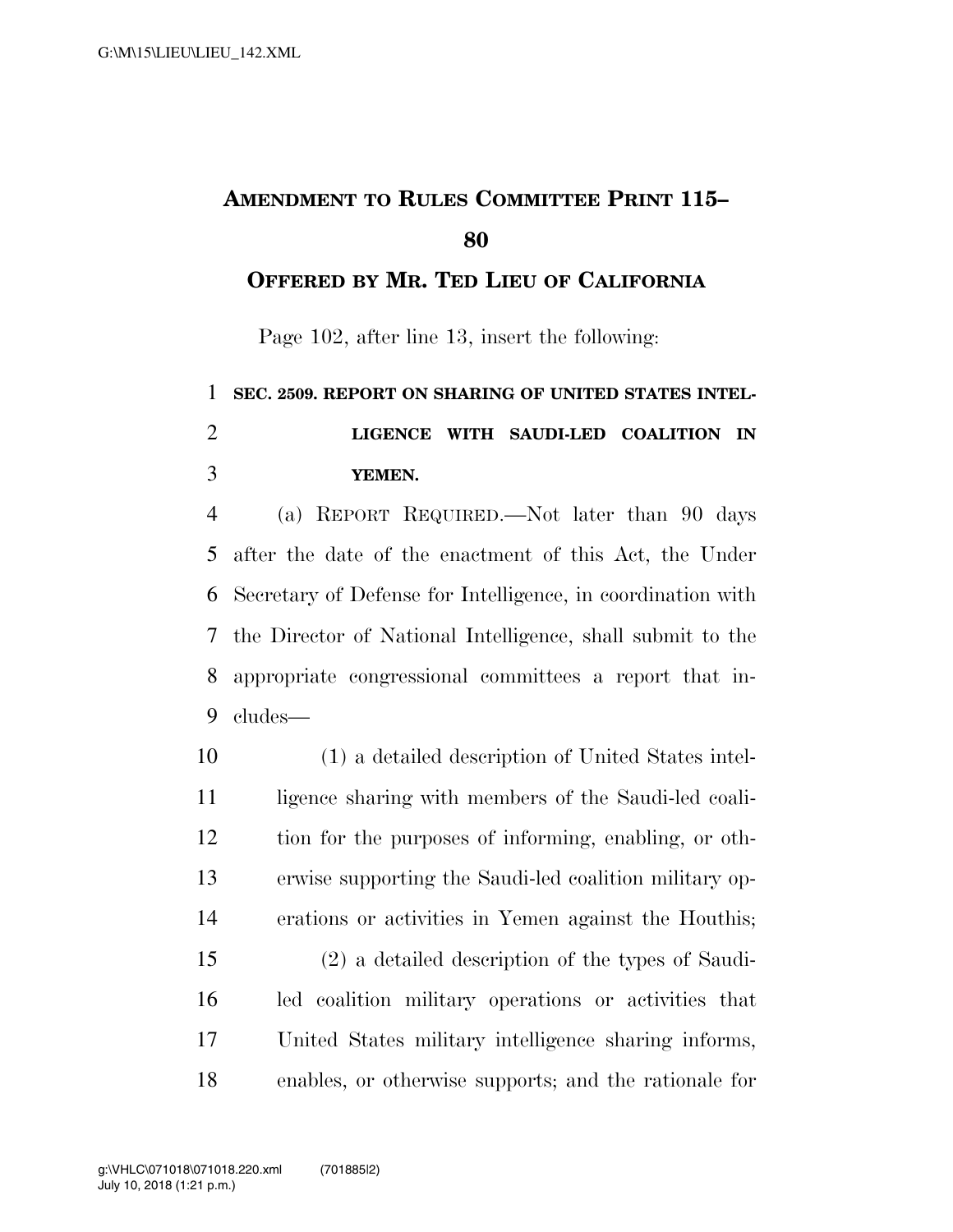# AMENDMENT TO RULES COMMITTEE PRINT 115–80

## OFFERED BY MR. TED LIEU OF CALIFORNIA

Page 102, after line 13, insert the following:

**SEC. 2509. REPORT ON SHARING OF UNITED STATES INTELLIGENCE WITH SAUDI-LED COALITION IN YEMEN.**

(a) REPORT REQUIRED.—Not later than 90 days after the date of the enactment of this Act, the Under Secretary of Defense for Intelligence, in coordination with the Director of National Intelligence, shall submit to the appropriate congressional committees a report that includes—

(1) a detailed description of United States intelligence sharing with members of the Saudi-led coalition for the purposes of informing, enabling, or otherwise supporting the Saudi-led coalition military operations or activities in Yemen against the Houthis;

(2) a detailed description of the types of Saudi-led coalition military operations or activities that United States military intelligence sharing informs, enables, or otherwise supports; and the rationale for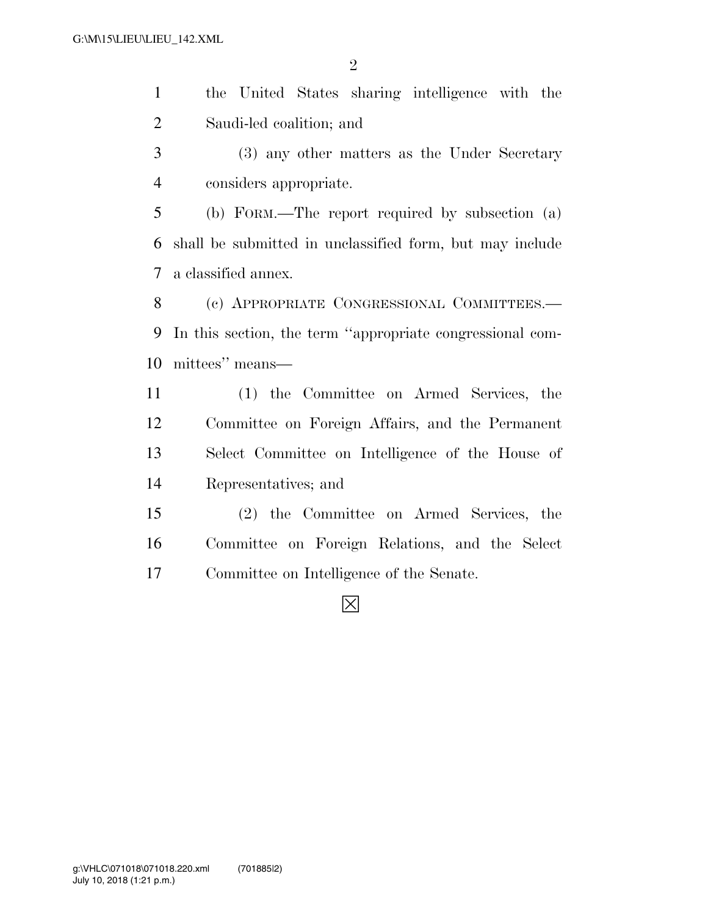the United States sharing intelligence with the Saudi-led coalition; and

(3) any other matters as the Under Secretary considers appropriate.

(b) FORM.—The report required by subsection (a) shall be submitted in unclassified form, but may include a classified annex.

(c) APPROPRIATE CONGRESSIONAL COMMITTEES.—In this section, the term ''appropriate congressional committees'' means—

(1) the Committee on Armed Services, the Committee on Foreign Affairs, and the Permanent Select Committee on Intelligence of the House of Representatives; and

(2) the Committee on Armed Services, the Committee on Foreign Relations, and the Select Committee on Intelligence of the Senate.

☒